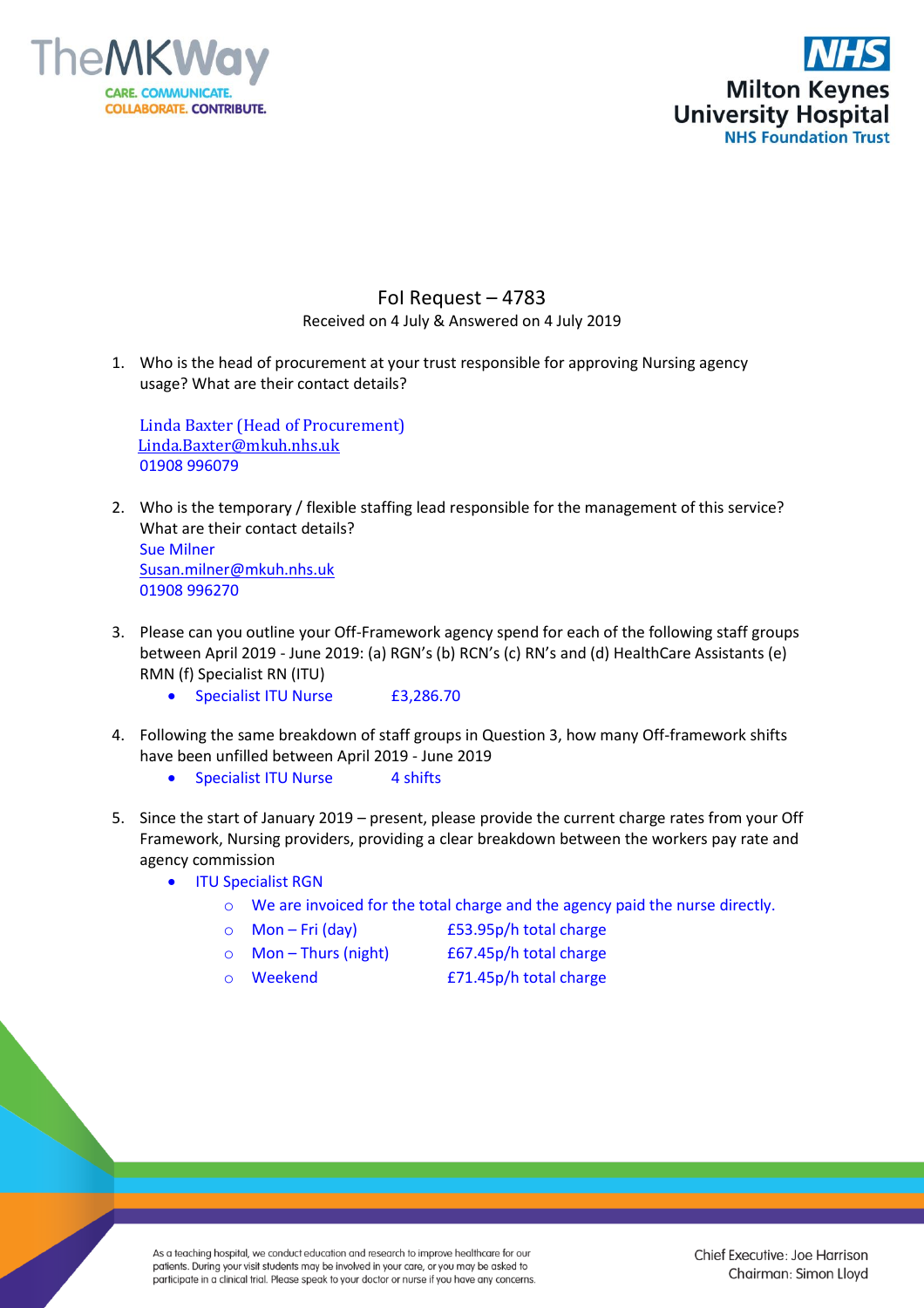# FoI Request – 4783

Received on 4 July & Answered on 4 July 2019

1. Who is the head of procurement at your trust responsible for approving Nursing agency usage? What are their contact details?

   Linda Baxter (Head of Procurement)
   Linda.Baxter@mkuh.nhs.uk
   01908 996079

2. Who is the temporary / flexible staffing lead responsible for the management of this service? What are their contact details?
   Sue Milner
   Susan.milner@mkuh.nhs.uk
   01908 996270

3. Please can you outline your Off-Framework agency spend for each of the following staff groups between April 2019 - June 2019: (a) RGN's (b) RCN's (c) RN's and (d) HealthCare Assistants (e) RMN (f) Specialist RN (ITU)
   - Specialist ITU Nurse £3,286.70

4. Following the same breakdown of staff groups in Question 3, how many Off-framework shifts have been unfilled between April 2019 - June 2019
   - Specialist ITU Nurse 4 shifts

5. Since the start of January 2019 – present, please provide the current charge rates from your Off Framework, Nursing providers, providing a clear breakdown between the workers pay rate and agency commission
   - ITU Specialist RGN
     - We are invoiced for the total charge and the agency paid the nurse directly.
     - Mon – Fri (day) £53.95p/h total charge
     - Mon – Thurs (night) £67.45p/h total charge
     - Weekend £71.45p/h total charge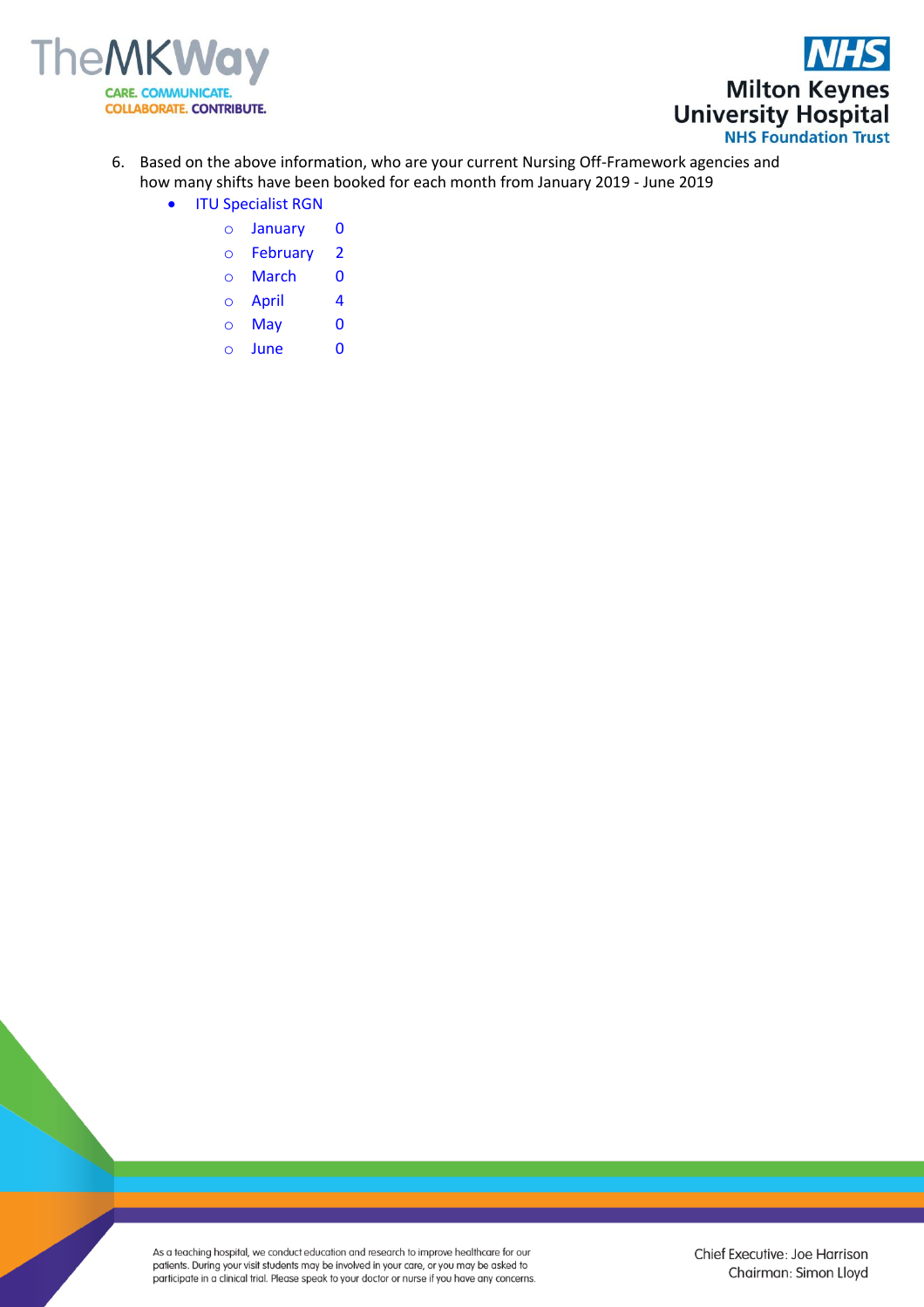6. Based on the above information, who are your current Nursing Off-Framework agencies and how many shifts have been booked for each month from January 2019 - June 2019
   - ITU Specialist RGN
     - January 0
     - February 2
     - March 0
     - April 4
     - May 0
     - June 0